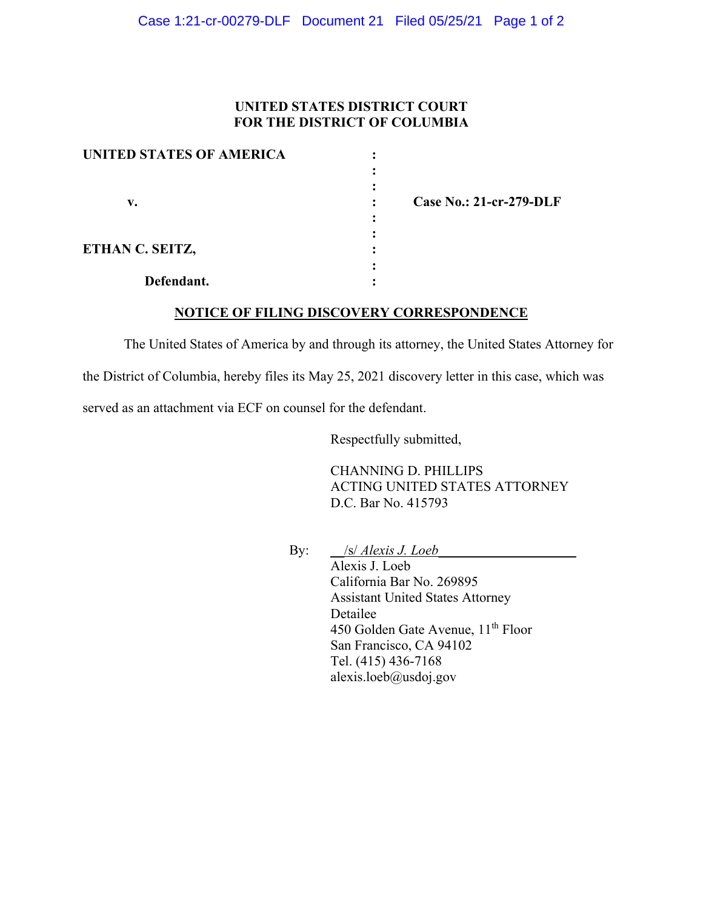**UNITED STATES DISTRICT COURT**
**FOR THE DISTRICT OF COLUMBIA**

| | | |
|---|---|---|
| **UNITED STATES OF AMERICA** | : | |
| | : | |
| | : | |
| **v.** | : | **Case No.: 21-cr-279-DLF** |
| | : | |
| | : | |
| **ETHAN C. SEITZ,** | : | |
| | : | |
| **Defendant.** | : | |

**NOTICE OF FILING DISCOVERY CORRESPONDENCE**

The United States of America by and through its attorney, the United States Attorney for the District of Columbia, hereby files its May 25, 2021 discovery letter in this case, which was served as an attachment via ECF on counsel for the defendant.

Respectfully submitted,

CHANNING D. PHILLIPS
ACTING UNITED STATES ATTORNEY
D.C. Bar No. 415793

By: /s/ *Alexis J. Loeb*
Alexis J. Loeb
California Bar No. 269895
Assistant United States Attorney
Detailee
450 Golden Gate Avenue, 11th Floor
San Francisco, CA 94102
Tel. (415) 436-7168
alexis.loeb@usdoj.gov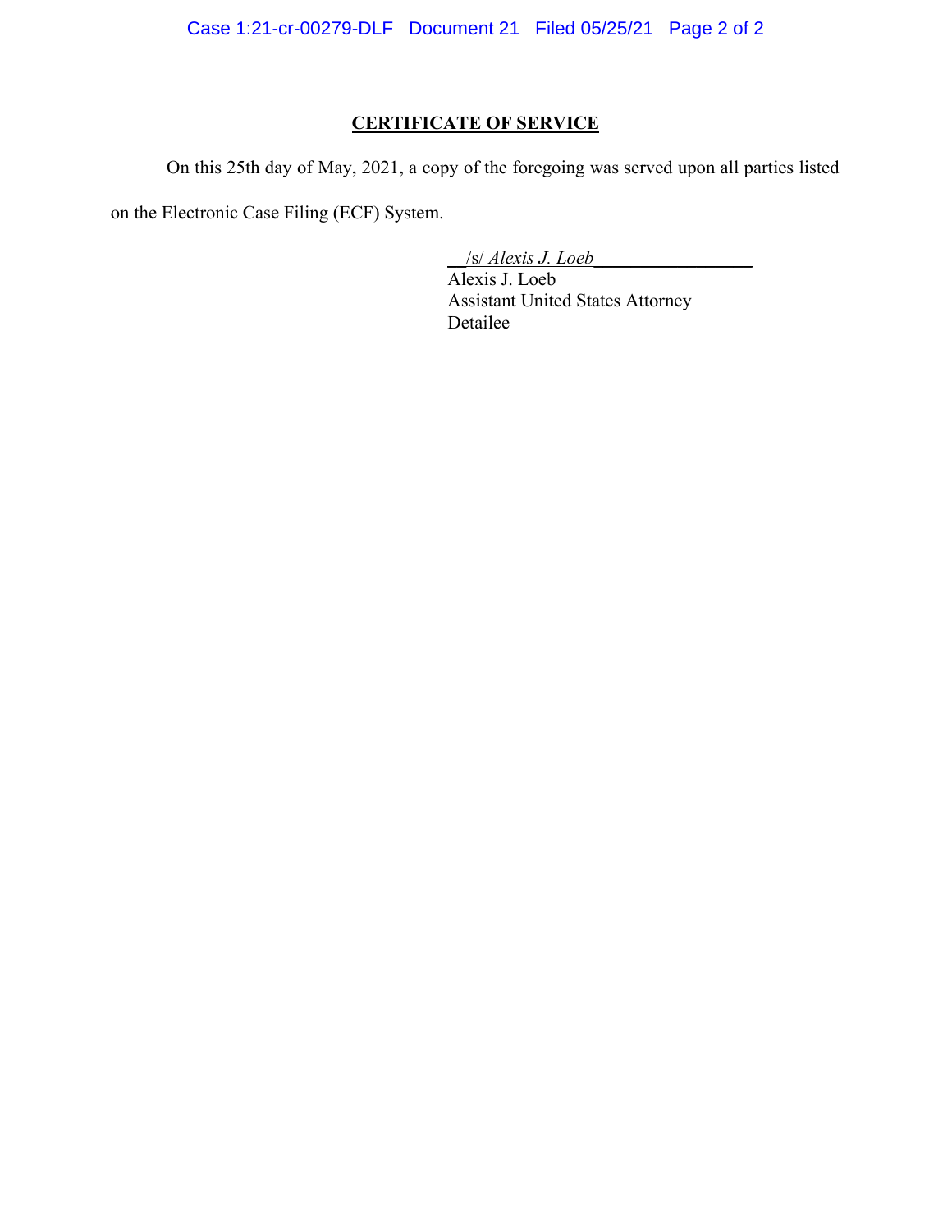## CERTIFICATE OF SERVICE

On this 25th day of May, 2021, a copy of the foregoing was served upon all parties listed on the Electronic Case Filing (ECF) System.

/s/ *Alexis J. Loeb*
Alexis J. Loeb
Assistant United States Attorney
Detailee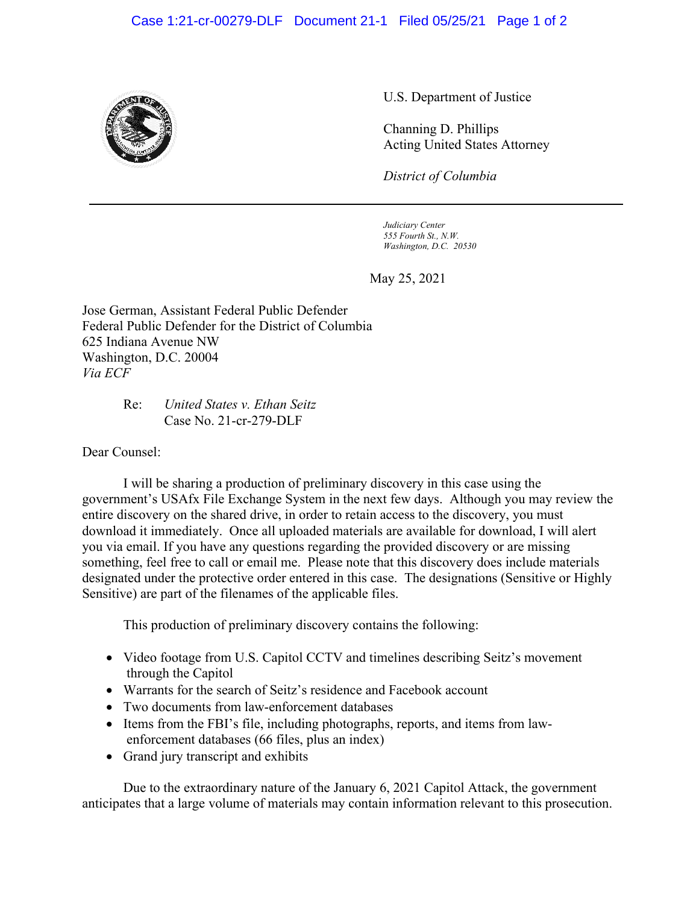U.S. Department of Justice

Channing D. Phillips
Acting United States Attorney

*District of Columbia*

---

*Judiciary Center*
*555 Fourth St., N.W.*
*Washington, D.C. 20530*

May 25, 2021

Jose German, Assistant Federal Public Defender
Federal Public Defender for the District of Columbia
625 Indiana Avenue NW
Washington, D.C. 20004
*Via ECF*

Re: *United States v. Ethan Seitz*
Case No. 21-cr-279-DLF

Dear Counsel:

I will be sharing a production of preliminary discovery in this case using the government's USAfx File Exchange System in the next few days. Although you may review the entire discovery on the shared drive, in order to retain access to the discovery, you must download it immediately. Once all uploaded materials are available for download, I will alert you via email. If you have any questions regarding the provided discovery or are missing something, feel free to call or email me. Please note that this discovery does include materials designated under the protective order entered in this case. The designations (Sensitive or Highly Sensitive) are part of the filenames of the applicable files.

This production of preliminary discovery contains the following:

- Video footage from U.S. Capitol CCTV and timelines describing Seitz's movement through the Capitol
- Warrants for the search of Seitz's residence and Facebook account
- Two documents from law-enforcement databases
- Items from the FBI's file, including photographs, reports, and items from law-enforcement databases (66 files, plus an index)
- Grand jury transcript and exhibits

Due to the extraordinary nature of the January 6, 2021 Capitol Attack, the government anticipates that a large volume of materials may contain information relevant to this prosecution.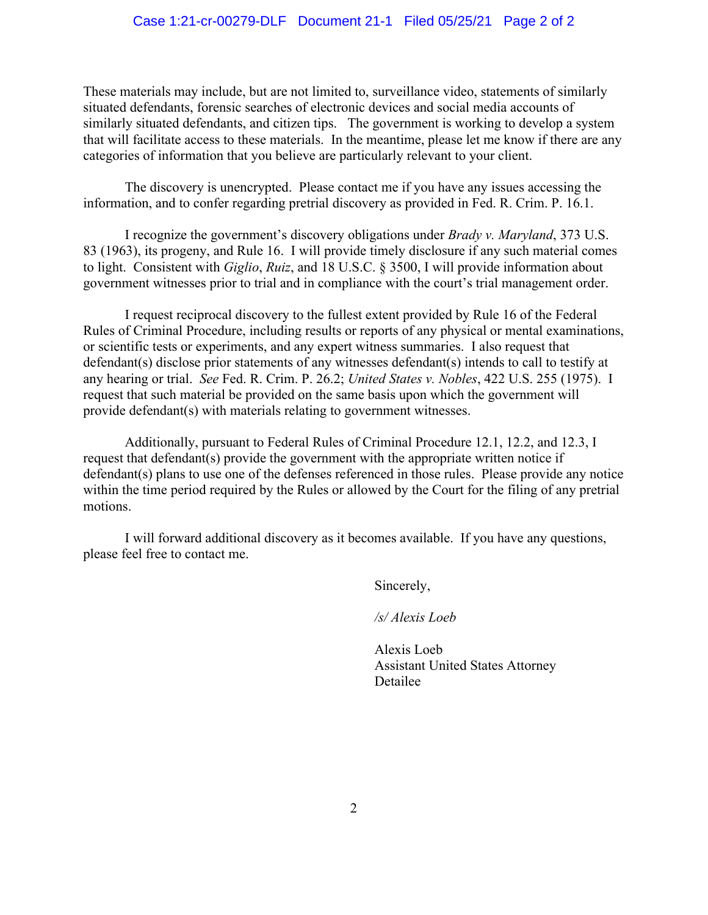These materials may include, but are not limited to, surveillance video, statements of similarly situated defendants, forensic searches of electronic devices and social media accounts of similarly situated defendants, and citizen tips. The government is working to develop a system that will facilitate access to these materials. In the meantime, please let me know if there are any categories of information that you believe are particularly relevant to your client.

The discovery is unencrypted. Please contact me if you have any issues accessing the information, and to confer regarding pretrial discovery as provided in Fed. R. Crim. P. 16.1.

I recognize the government's discovery obligations under *Brady v. Maryland*, 373 U.S. 83 (1963), its progeny, and Rule 16. I will provide timely disclosure if any such material comes to light. Consistent with *Giglio*, *Ruiz*, and 18 U.S.C. § 3500, I will provide information about government witnesses prior to trial and in compliance with the court's trial management order.

I request reciprocal discovery to the fullest extent provided by Rule 16 of the Federal Rules of Criminal Procedure, including results or reports of any physical or mental examinations, or scientific tests or experiments, and any expert witness summaries. I also request that defendant(s) disclose prior statements of any witnesses defendant(s) intends to call to testify at any hearing or trial. *See* Fed. R. Crim. P. 26.2; *United States v. Nobles*, 422 U.S. 255 (1975). I request that such material be provided on the same basis upon which the government will provide defendant(s) with materials relating to government witnesses.

Additionally, pursuant to Federal Rules of Criminal Procedure 12.1, 12.2, and 12.3, I request that defendant(s) provide the government with the appropriate written notice if defendant(s) plans to use one of the defenses referenced in those rules. Please provide any notice within the time period required by the Rules or allowed by the Court for the filing of any pretrial motions.

I will forward additional discovery as it becomes available. If you have any questions, please feel free to contact me.

Sincerely,

*/s/ Alexis Loeb*

Alexis Loeb
Assistant United States Attorney
Detailee